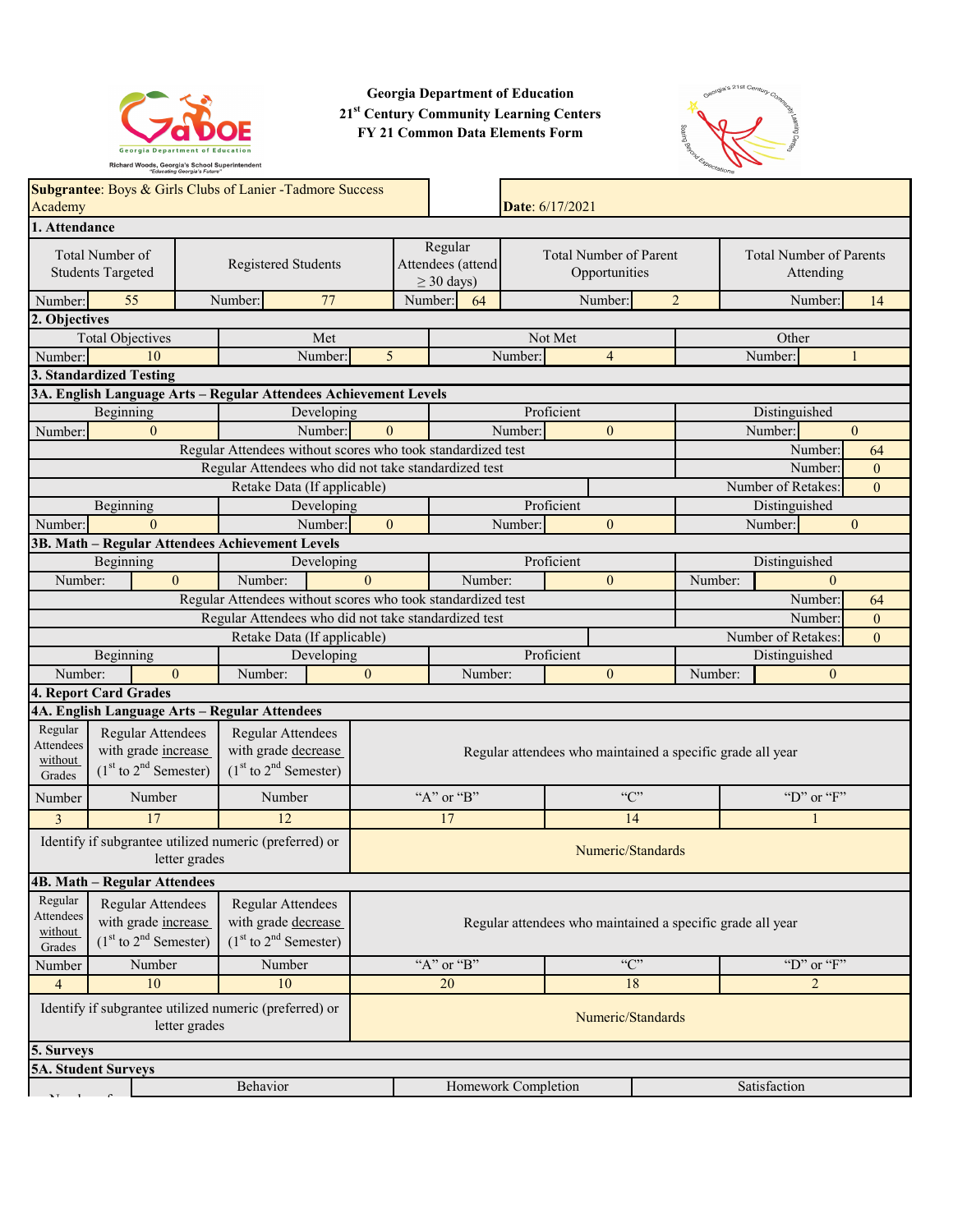**Georgia Department of Education**
**21st Century Community Learning Centers**
**FY 21 Common Data Elements Form**

**Subgrantee**: Boys & Girls Clubs of Lanier -Tadmore Success Academy

**Date**: 6/17/2021

## 1. Attendance

| Total Number of Students Targeted | Registered Students | Regular Attendees (attend ≥ 30 days) | Total Number of Parent Opportunities | Total Number of Parents Attending |
|---|---|---|---|---|
| Number: 55 | Number: 77 | Number: 64 | Number: 2 | Number: 14 |

## 2. Objectives

| Total Objectives | Met | Not Met | Other |
|---|---|---|---|
| Number: 10 | Number: 5 | Number: 4 | Number: 1 |

## 3. Standardized Testing

### 3A. English Language Arts – Regular Attendees Achievement Levels

| Beginning | Developing | Proficient | Distinguished |
|---|---|---|---|
| Number: 0 | Number: 0 | Number: 0 | Number: 0 |
| Regular Attendees without scores who took standardized test | | | Number: 64 |
| Regular Attendees who did not take standardized test | | | Number: 0 |
| Retake Data (If applicable) | | | Number of Retakes: 0 |
| Beginning | Developing | Proficient | Distinguished |
| Number: 0 | Number: 0 | Number: 0 | Number: 0 |

### 3B. Math – Regular Attendees Achievement Levels

| Beginning | Developing | Proficient | Distinguished |
|---|---|---|---|
| Number: 0 | Number: 0 | Number: 0 | Number: 0 |
| Regular Attendees without scores who took standardized test | | | Number: 64 |
| Regular Attendees who did not take standardized test | | | Number: 0 |
| Retake Data (If applicable) | | | Number of Retakes: 0 |
| Beginning | Developing | Proficient | Distinguished |
| Number: 0 | Number: 0 | Number: 0 | Number: 0 |

## 4. Report Card Grades

### 4A. English Language Arts – Regular Attendees

| Regular Attendees without Grades | Regular Attendees with grade increase (1st to 2nd Semester) | Regular Attendees with grade decrease (1st to 2nd Semester) | Regular attendees who maintained a specific grade all year | | |
|---|---|---|---|---|---|
| Number | Number | Number | "A" or "B" | "C" | "D" or "F" |
| 3 | 17 | 12 | 17 | 14 | 1 |
| Identify if subgrantee utilized numeric (preferred) or letter grades | | | Numeric/Standards | | |

### 4B. Math – Regular Attendees

| Regular Attendees without Grades | Regular Attendees with grade increase (1st to 2nd Semester) | Regular Attendees with grade decrease (1st to 2nd Semester) | Regular attendees who maintained a specific grade all year | | |
|---|---|---|---|---|---|
| Number | Number | Number | "A" or "B" | "C" | "D" or "F" |
| 4 | 10 | 10 | 20 | 18 | 2 |
| Identify if subgrantee utilized numeric (preferred) or letter grades | | | Numeric/Standards | | |

## 5. Surveys

### 5A. Student Surveys

| | Behavior | Homework Completion | Satisfaction |
|---|---|---|---|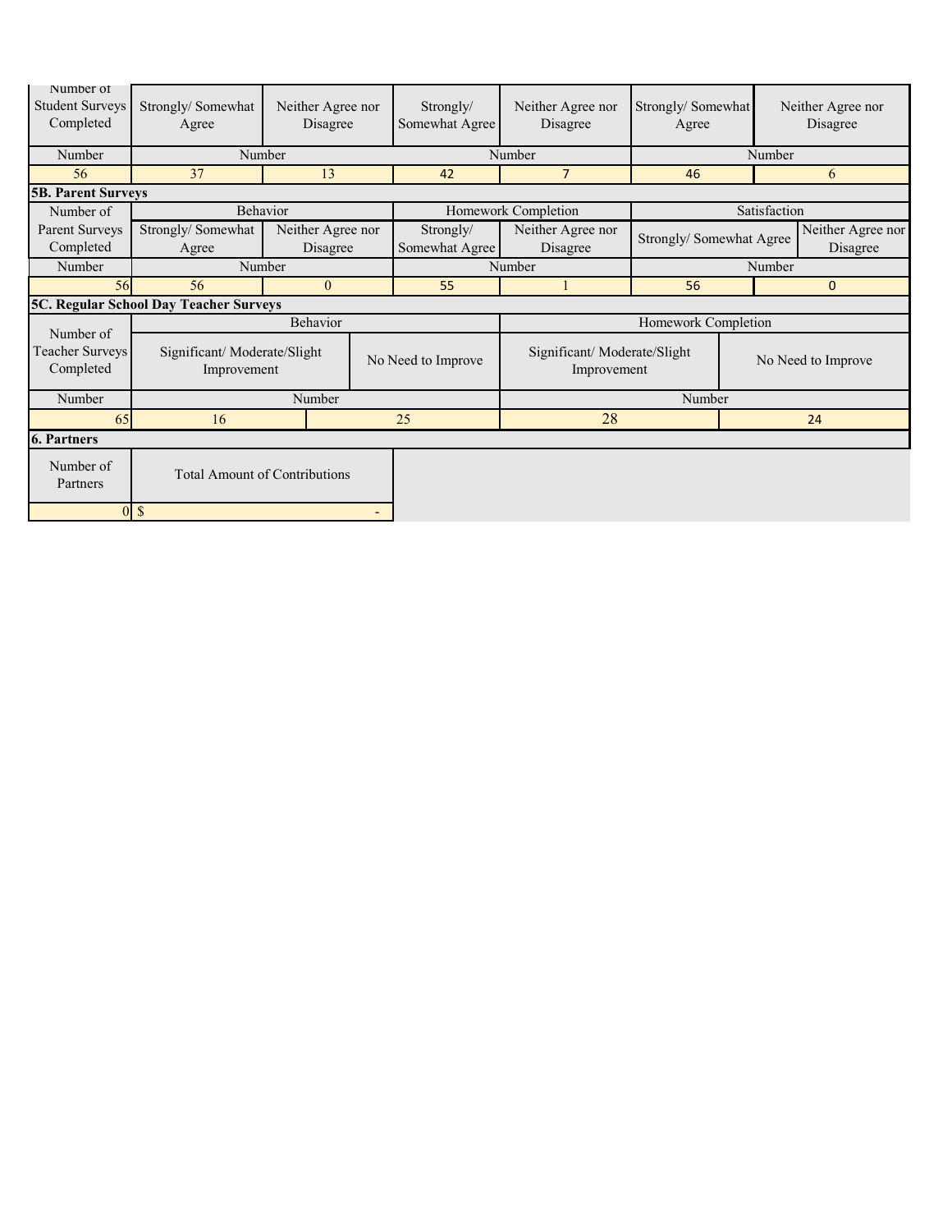| Number of Student Surveys Completed | Strongly/ Somewhat Agree | Neither Agree nor Disagree | Strongly/ Somewhat Agree | Neither Agree nor Disagree | Strongly/ Somewhat Agree | Neither Agree nor Disagree |
|---|---|---|---|---|---|---|
| Number | Number | | Number | | Number | |
| 56 | 37 | 13 | 42 | 7 | 46 | 6 |

**5B. Parent Surveys**

| Number of Parent Surveys Completed | Behavior | | Homework Completion | | Satisfaction | |
|---|---|---|---|---|---|---|
| | Strongly/ Somewhat Agree | Neither Agree nor Disagree | Strongly/ Somewhat Agree | Neither Agree nor Disagree | Strongly/ Somewhat Agree | Neither Agree nor Disagree |
| Number | Number | | Number | | Number | |
| 56 | 56 | 0 | 55 | 1 | 56 | 0 |

**5C. Regular School Day Teacher Surveys**

| Number of Teacher Surveys Completed | Behavior | | Homework Completion | |
|---|---|---|---|---|
| | Significant/ Moderate/Slight Improvement | No Need to Improve | Significant/ Moderate/Slight Improvement | No Need to Improve |
| Number | Number | | Number | |
| 65 | 16 | 25 | 28 | 24 |

**6. Partners**

| Number of Partners | Total Amount of Contributions |
|---|---|
| 0 | $ - |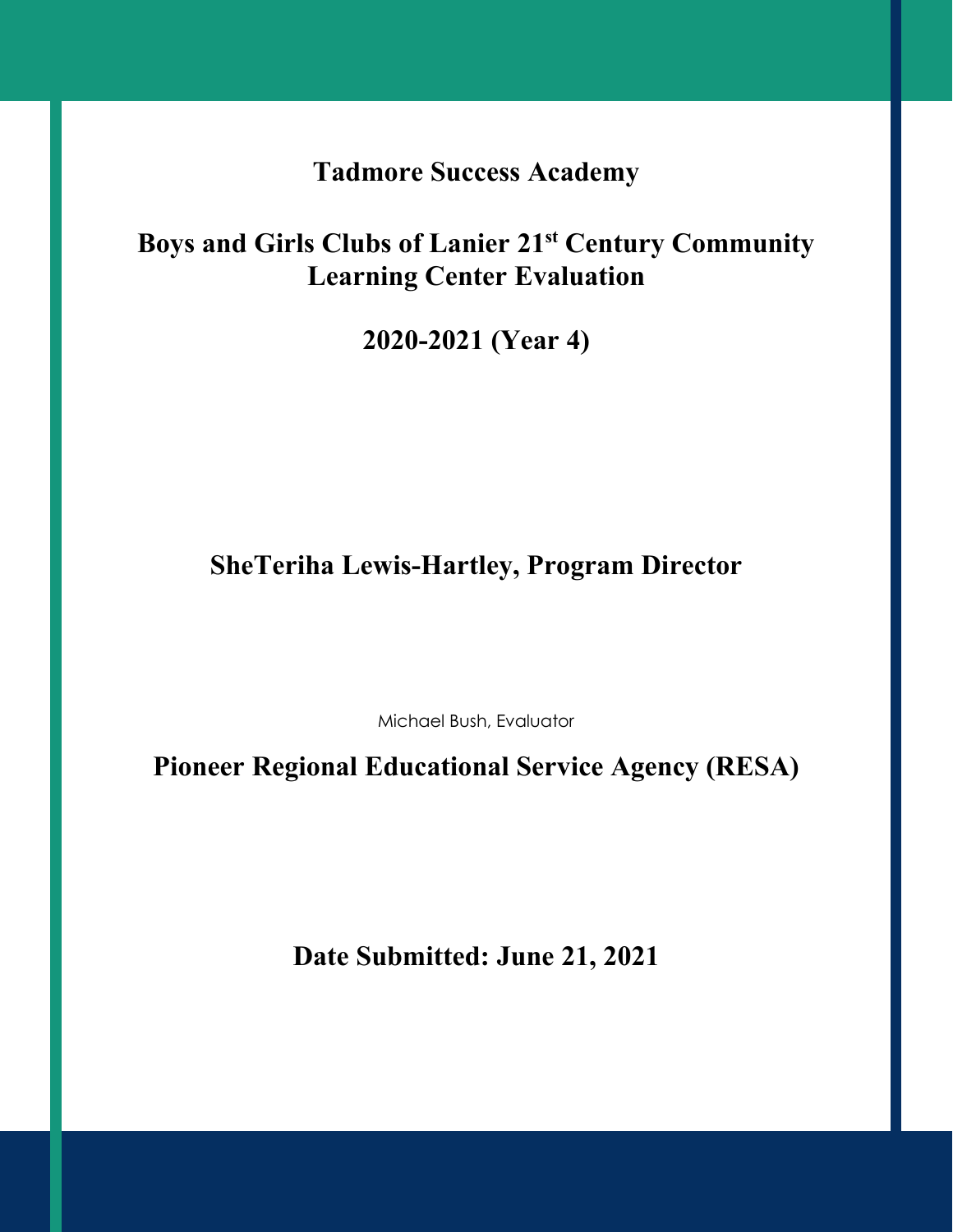# Tadmore Success Academy

# Boys and Girls Clubs of Lanier 21st Century Community Learning Center Evaluation

## 2020-2021 (Year 4)

## SheTeriha Lewis-Hartley, Program Director

Michael Bush, Evaluator

## Pioneer Regional Educational Service Agency (RESA)

## Date Submitted: June 21, 2021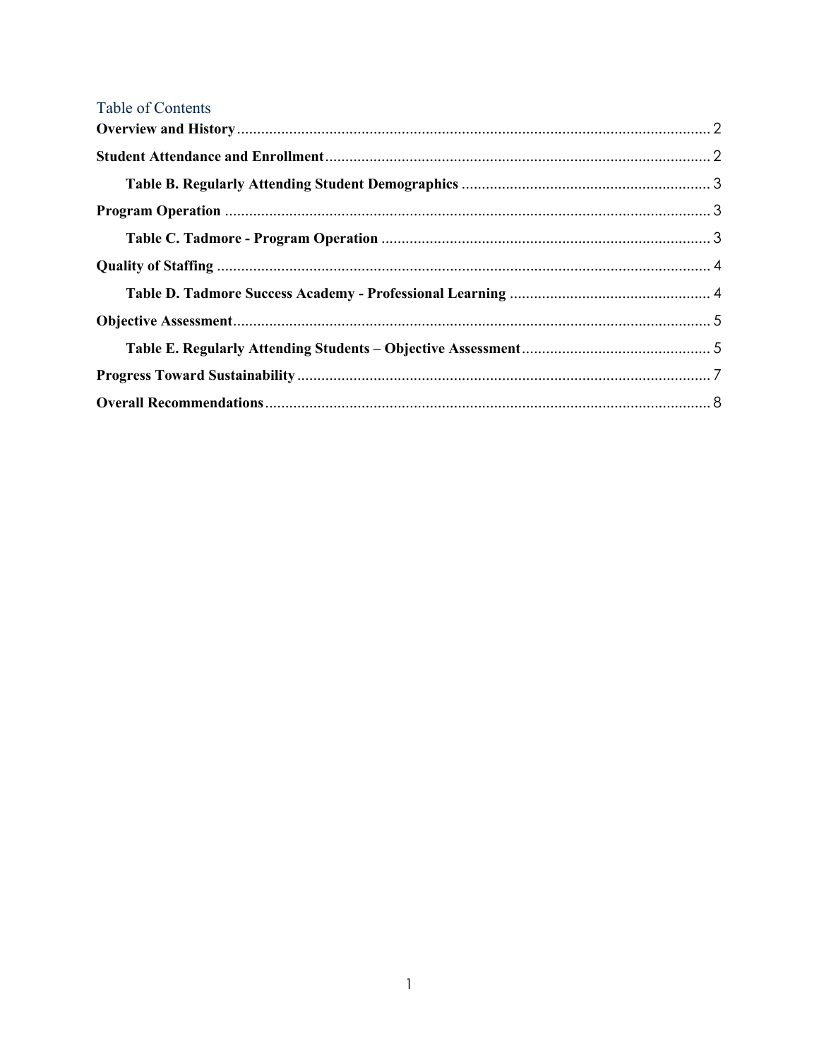## Table of Contents

**Overview and History** ........................................................................................................ 2

**Student Attendance and Enrollment** ................................................................................. 2

  **Table B. Regularly Attending Student Demographics** ............................................................. 3

**Program Operation** .......................................................................................................... 3

  **Table C. Tadmore - Program Operation** ................................................................................. 3

**Quality of Staffing** ............................................................................................................ 4

  **Table D. Tadmore Success Academy - Professional Learning** ................................................ 4

**Objective Assessment** ........................................................................................................ 5

  **Table E. Regularly Attending Students – Objective Assessment** ............................................. 5

**Progress Toward Sustainability** ........................................................................................ 7

**Overall Recommendations** ................................................................................................ 8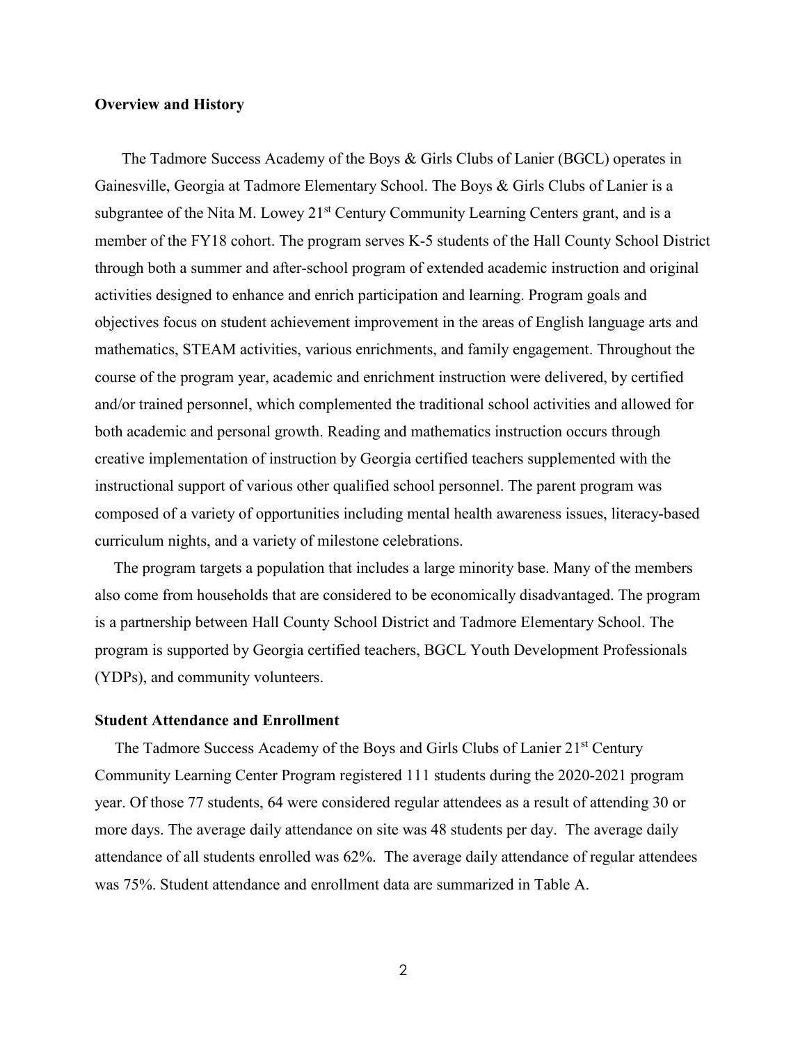**Overview and History**

The Tadmore Success Academy of the Boys & Girls Clubs of Lanier (BGCL) operates in Gainesville, Georgia at Tadmore Elementary School. The Boys & Girls Clubs of Lanier is a subgrantee of the Nita M. Lowey 21st Century Community Learning Centers grant, and is a member of the FY18 cohort. The program serves K-5 students of the Hall County School District through both a summer and after-school program of extended academic instruction and original activities designed to enhance and enrich participation and learning. Program goals and objectives focus on student achievement improvement in the areas of English language arts and mathematics, STEAM activities, various enrichments, and family engagement. Throughout the course of the program year, academic and enrichment instruction were delivered, by certified and/or trained personnel, which complemented the traditional school activities and allowed for both academic and personal growth. Reading and mathematics instruction occurs through creative implementation of instruction by Georgia certified teachers supplemented with the instructional support of various other qualified school personnel. The parent program was composed of a variety of opportunities including mental health awareness issues, literacy-based curriculum nights, and a variety of milestone celebrations.

The program targets a population that includes a large minority base. Many of the members also come from households that are considered to be economically disadvantaged. The program is a partnership between Hall County School District and Tadmore Elementary School. The program is supported by Georgia certified teachers, BGCL Youth Development Professionals (YDPs), and community volunteers.

**Student Attendance and Enrollment**

The Tadmore Success Academy of the Boys and Girls Clubs of Lanier 21st Century Community Learning Center Program registered 111 students during the 2020-2021 program year. Of those 77 students, 64 were considered regular attendees as a result of attending 30 or more days. The average daily attendance on site was 48 students per day. The average daily attendance of all students enrolled was 62%. The average daily attendance of regular attendees was 75%. Student attendance and enrollment data are summarized in Table A.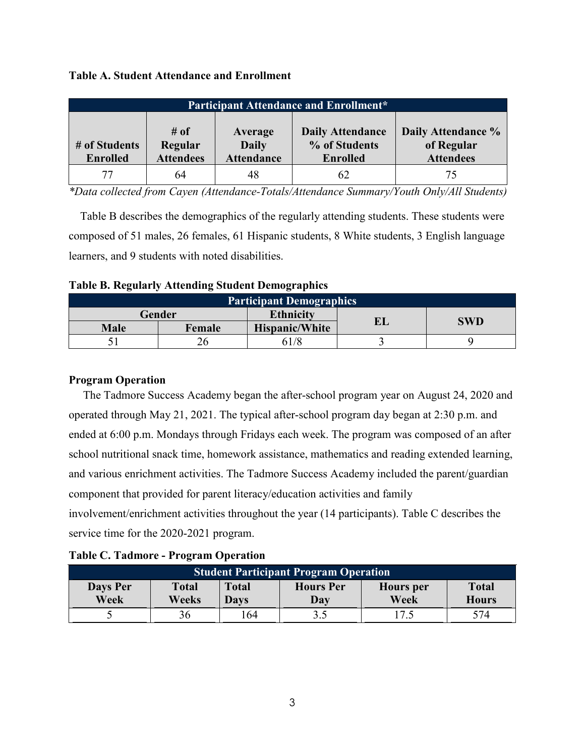**Table A. Student Attendance and Enrollment**

| Participant Attendance and Enrollment* | | | | |
|---|---|---|---|---|
| # of Students Enrolled | # of Regular Attendees | Average Daily Attendance | Daily Attendance % of Students Enrolled | Daily Attendance % of Regular Attendees |
| 77 | 64 | 48 | 62 | 75 |

*\*Data collected from Cayen (Attendance-Totals/Attendance Summary/Youth Only/All Students)*

Table B describes the demographics of the regularly attending students. These students were composed of 51 males, 26 females, 61 Hispanic students, 8 White students, 3 English language learners, and 9 students with noted disabilities.

**Table B. Regularly Attending Student Demographics**

| Participant Demographics | | | | |
|---|---|---|---|---|
| Gender | | Ethnicity | EL | SWD |
| Male | Female | Hispanic/White | | |
| 51 | 26 | 61/8 | 3 | 9 |

**Program Operation**

The Tadmore Success Academy began the after-school program year on August 24, 2020 and operated through May 21, 2021. The typical after-school program day began at 2:30 p.m. and ended at 6:00 p.m. Mondays through Fridays each week. The program was composed of an after school nutritional snack time, homework assistance, mathematics and reading extended learning, and various enrichment activities. The Tadmore Success Academy included the parent/guardian component that provided for parent literacy/education activities and family involvement/enrichment activities throughout the year (14 participants). Table C describes the service time for the 2020-2021 program.

**Table C. Tadmore - Program Operation**

| Student Participant Program Operation | | | | | |
|---|---|---|---|---|---|
| Days Per Week | Total Weeks | Total Days | Hours Per Day | Hours per Week | Total Hours |
| 5 | 36 | 164 | 3.5 | 17.5 | 574 |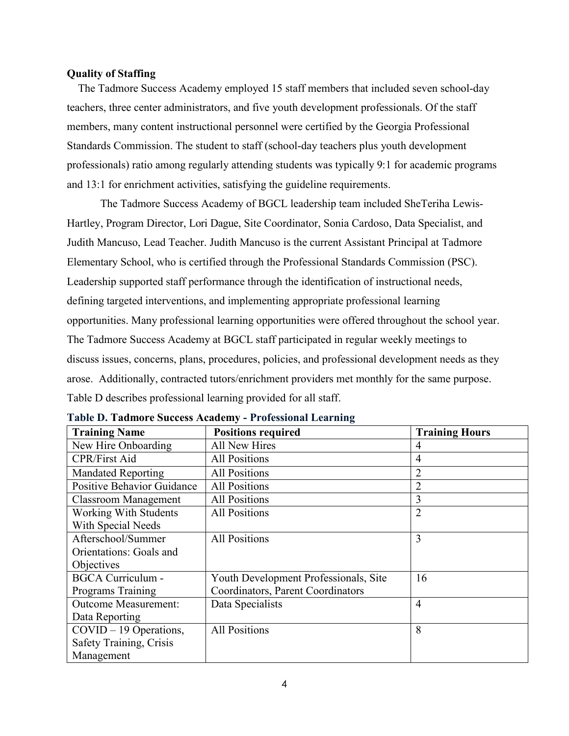**Quality of Staffing**

The Tadmore Success Academy employed 15 staff members that included seven school-day teachers, three center administrators, and five youth development professionals. Of the staff members, many content instructional personnel were certified by the Georgia Professional Standards Commission. The student to staff (school-day teachers plus youth development professionals) ratio among regularly attending students was typically 9:1 for academic programs and 13:1 for enrichment activities, satisfying the guideline requirements.

The Tadmore Success Academy of BGCL leadership team included SheTeriha Lewis-Hartley, Program Director, Lori Dague, Site Coordinator, Sonia Cardoso, Data Specialist, and Judith Mancuso, Lead Teacher. Judith Mancuso is the current Assistant Principal at Tadmore Elementary School, who is certified through the Professional Standards Commission (PSC). Leadership supported staff performance through the identification of instructional needs, defining targeted interventions, and implementing appropriate professional learning opportunities. Many professional learning opportunities were offered throughout the school year. The Tadmore Success Academy at BGCL staff participated in regular weekly meetings to discuss issues, concerns, plans, procedures, policies, and professional development needs as they arose. Additionally, contracted tutors/enrichment providers met monthly for the same purpose. Table D describes professional learning provided for all staff.

**Table D. Tadmore Success Academy - Professional Learning**

| Training Name | Positions required | Training Hours |
|---|---|---|
| New Hire Onboarding | All New Hires | 4 |
| CPR/First Aid | All Positions | 4 |
| Mandated Reporting | All Positions | 2 |
| Positive Behavior Guidance | All Positions | 2 |
| Classroom Management | All Positions | 3 |
| Working With Students With Special Needs | All Positions | 2 |
| Afterschool/Summer Orientations: Goals and Objectives | All Positions | 3 |
| BGCA Curriculum - Programs Training | Youth Development Professionals, Site Coordinators, Parent Coordinators | 16 |
| Outcome Measurement: Data Reporting | Data Specialists | 4 |
| COVID – 19 Operations, Safety Training, Crisis Management | All Positions | 8 |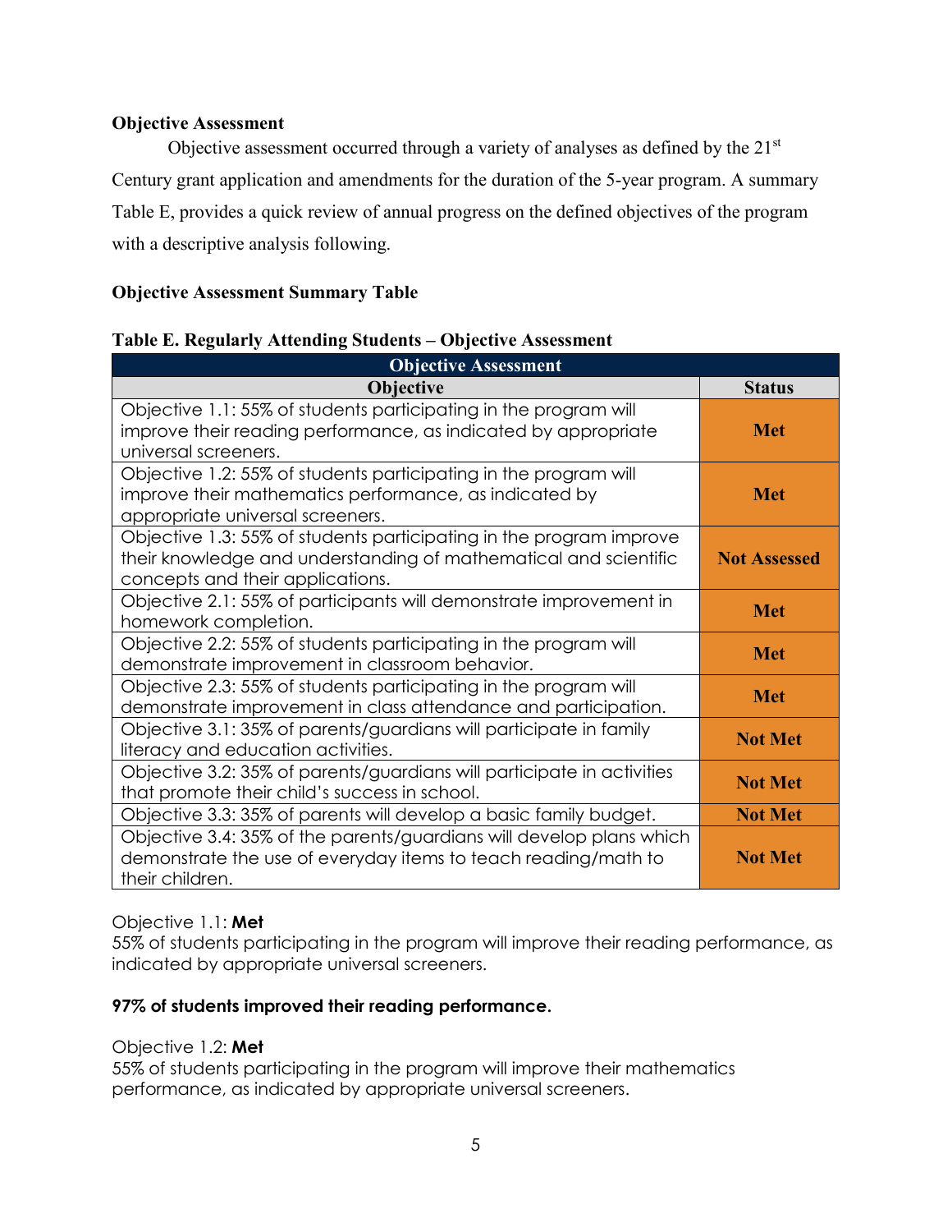**Objective Assessment**

Objective assessment occurred through a variety of analyses as defined by the 21st Century grant application and amendments for the duration of the 5-year program. A summary Table E, provides a quick review of annual progress on the defined objectives of the program with a descriptive analysis following.

**Objective Assessment Summary Table**

**Table E. Regularly Attending Students – Objective Assessment**

| Objective Assessment | |
|---|---|
| **Objective** | **Status** |
| Objective 1.1: 55% of students participating in the program will improve their reading performance, as indicated by appropriate universal screeners. | **Met** |
| Objective 1.2: 55% of students participating in the program will improve their mathematics performance, as indicated by appropriate universal screeners. | **Met** |
| Objective 1.3: 55% of students participating in the program improve their knowledge and understanding of mathematical and scientific concepts and their applications. | **Not Assessed** |
| Objective 2.1: 55% of participants will demonstrate improvement in homework completion. | **Met** |
| Objective 2.2: 55% of students participating in the program will demonstrate improvement in classroom behavior. | **Met** |
| Objective 2.3: 55% of students participating in the program will demonstrate improvement in class attendance and participation. | **Met** |
| Objective 3.1: 35% of parents/guardians will participate in family literacy and education activities. | **Not Met** |
| Objective 3.2: 35% of parents/guardians will participate in activities that promote their child's success in school. | **Not Met** |
| Objective 3.3: 35% of parents will develop a basic family budget. | **Not Met** |
| Objective 3.4: 35% of the parents/guardians will develop plans which demonstrate the use of everyday items to teach reading/math to their children. | **Not Met** |

Objective 1.1: **Met**
55% of students participating in the program will improve their reading performance, as indicated by appropriate universal screeners.

**97% of students improved their reading performance.**

Objective 1.2: **Met**
55% of students participating in the program will improve their mathematics performance, as indicated by appropriate universal screeners.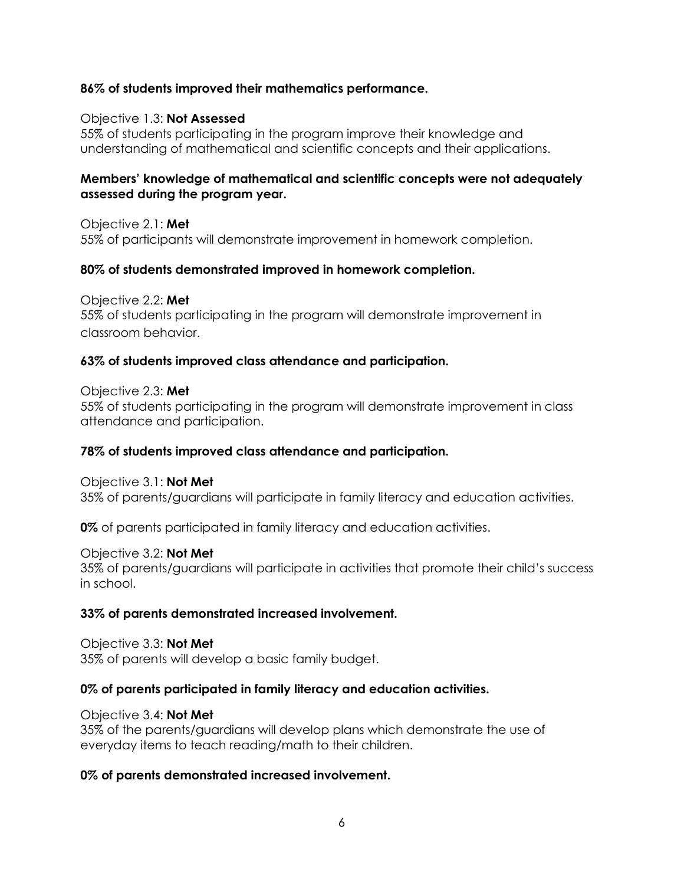**86% of students improved their mathematics performance.**

Objective 1.3: **Not Assessed**
55% of students participating in the program improve their knowledge and understanding of mathematical and scientific concepts and their applications.

**Members' knowledge of mathematical and scientific concepts were not adequately assessed during the program year.**

Objective 2.1: **Met**
55% of participants will demonstrate improvement in homework completion.

**80% of students demonstrated improved in homework completion.**

Objective 2.2: **Met**
55% of students participating in the program will demonstrate improvement in classroom behavior.

**63% of students improved class attendance and participation.**

Objective 2.3: **Met**
55% of students participating in the program will demonstrate improvement in class attendance and participation.

**78% of students improved class attendance and participation.**

Objective 3.1: **Not Met**
35% of parents/guardians will participate in family literacy and education activities.

**0%** of parents participated in family literacy and education activities.

Objective 3.2: **Not Met**
35% of parents/guardians will participate in activities that promote their child's success in school.

**33% of parents demonstrated increased involvement.**

Objective 3.3: **Not Met**
35% of parents will develop a basic family budget.

**0% of parents participated in family literacy and education activities.**

Objective 3.4: **Not Met**
35% of the parents/guardians will develop plans which demonstrate the use of everyday items to teach reading/math to their children.

**0% of parents demonstrated increased involvement.**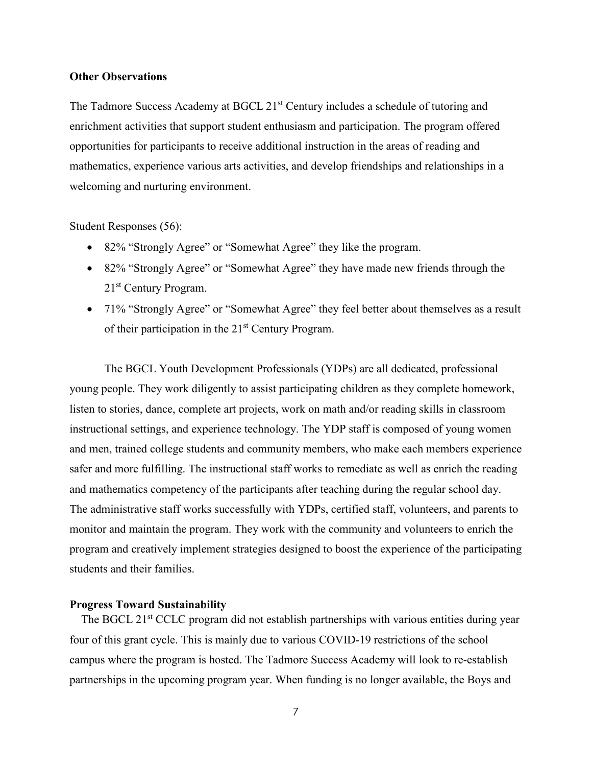**Other Observations**

The Tadmore Success Academy at BGCL 21st Century includes a schedule of tutoring and enrichment activities that support student enthusiasm and participation. The program offered opportunities for participants to receive additional instruction in the areas of reading and mathematics, experience various arts activities, and develop friendships and relationships in a welcoming and nurturing environment.

Student Responses (56):

- 82% "Strongly Agree" or "Somewhat Agree" they like the program.
- 82% "Strongly Agree" or "Somewhat Agree" they have made new friends through the 21st Century Program.
- 71% "Strongly Agree" or "Somewhat Agree" they feel better about themselves as a result of their participation in the 21st Century Program.

The BGCL Youth Development Professionals (YDPs) are all dedicated, professional young people. They work diligently to assist participating children as they complete homework, listen to stories, dance, complete art projects, work on math and/or reading skills in classroom instructional settings, and experience technology. The YDP staff is composed of young women and men, trained college students and community members, who make each members experience safer and more fulfilling. The instructional staff works to remediate as well as enrich the reading and mathematics competency of the participants after teaching during the regular school day. The administrative staff works successfully with YDPs, certified staff, volunteers, and parents to monitor and maintain the program. They work with the community and volunteers to enrich the program and creatively implement strategies designed to boost the experience of the participating students and their families.

**Progress Toward Sustainability**

The BGCL 21st CCLC program did not establish partnerships with various entities during year four of this grant cycle. This is mainly due to various COVID-19 restrictions of the school campus where the program is hosted. The Tadmore Success Academy will look to re-establish partnerships in the upcoming program year. When funding is no longer available, the Boys and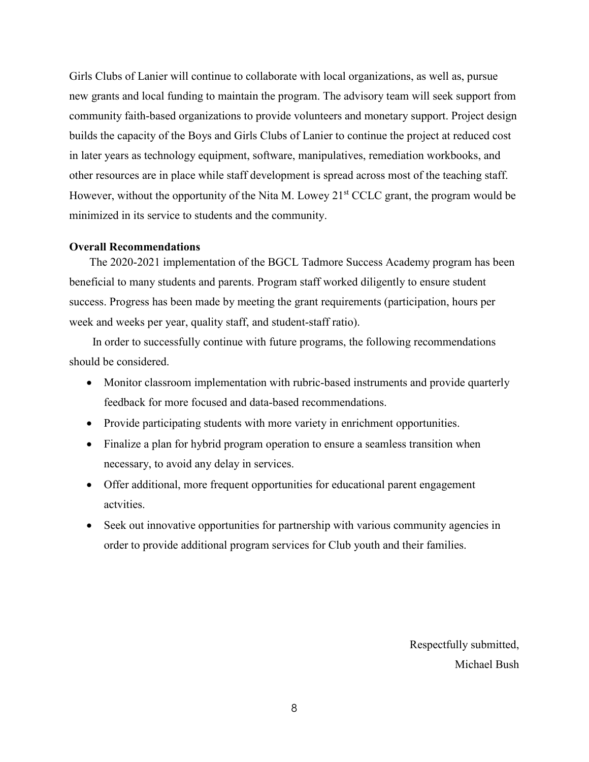Girls Clubs of Lanier will continue to collaborate with local organizations, as well as, pursue new grants and local funding to maintain the program. The advisory team will seek support from community faith-based organizations to provide volunteers and monetary support. Project design builds the capacity of the Boys and Girls Clubs of Lanier to continue the project at reduced cost in later years as technology equipment, software, manipulatives, remediation workbooks, and other resources are in place while staff development is spread across most of the teaching staff. However, without the opportunity of the Nita M. Lowey 21st CCLC grant, the program would be minimized in its service to students and the community.

**Overall Recommendations**

The 2020-2021 implementation of the BGCL Tadmore Success Academy program has been beneficial to many students and parents. Program staff worked diligently to ensure student success. Progress has been made by meeting the grant requirements (participation, hours per week and weeks per year, quality staff, and student-staff ratio).

In order to successfully continue with future programs, the following recommendations should be considered.

- Monitor classroom implementation with rubric-based instruments and provide quarterly feedback for more focused and data-based recommendations.
- Provide participating students with more variety in enrichment opportunities.
- Finalize a plan for hybrid program operation to ensure a seamless transition when necessary, to avoid any delay in services.
- Offer additional, more frequent opportunities for educational parent engagement actvities.
- Seek out innovative opportunities for partnership with various community agencies in order to provide additional program services for Club youth and their families.

Respectfully submitted,
Michael Bush